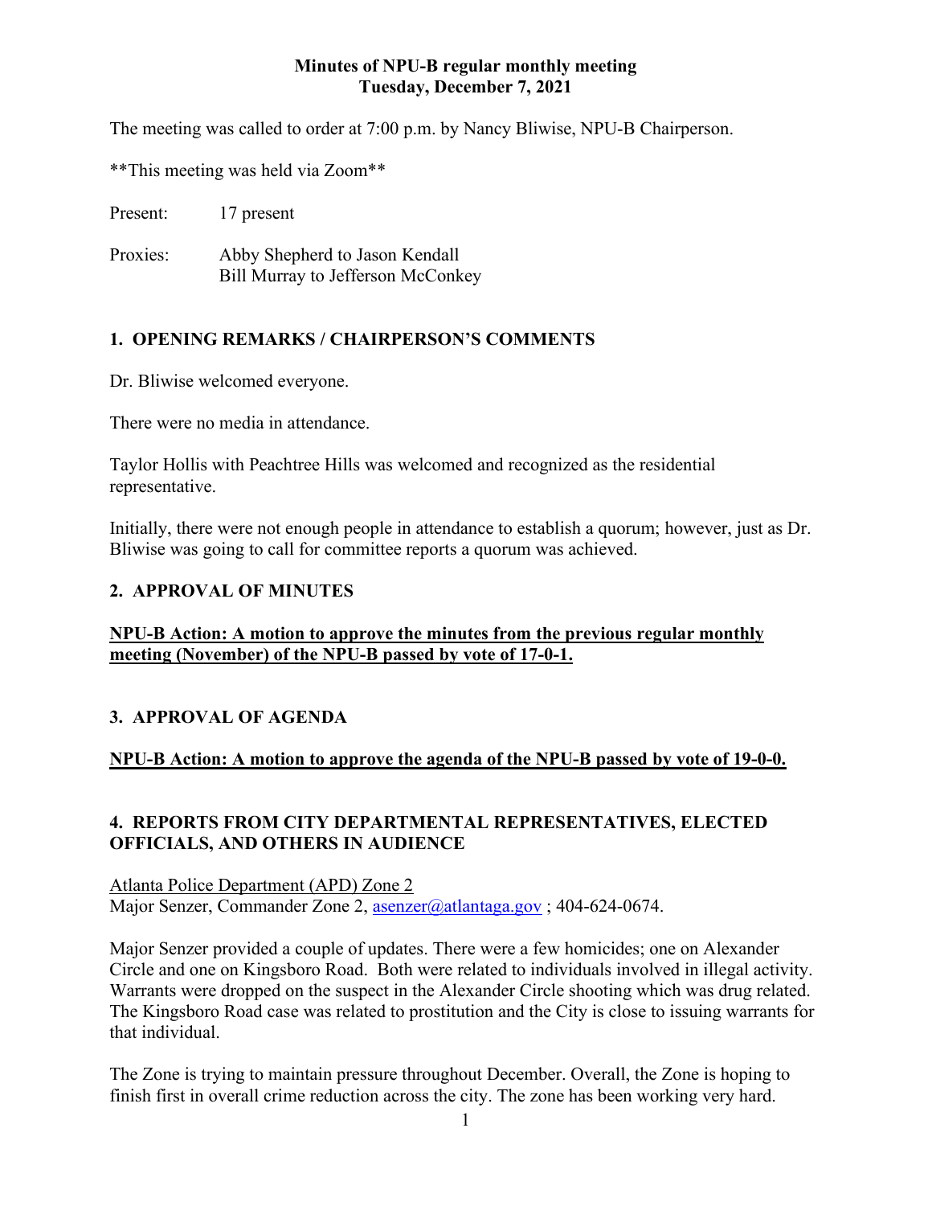# Minutes of NPU-B regular monthly meeting
## Tuesday, December 7, 2021

The meeting was called to order at 7:00 p.m. by Nancy Bliwise, NPU-B Chairperson.

**This meeting was held via Zoom**

Present: 17 present

Proxies: Abby Shepherd to Jason Kendall
Bill Murray to Jefferson McConkey

## 1. OPENING REMARKS / CHAIRPERSON'S COMMENTS

Dr. Bliwise welcomed everyone.

There were no media in attendance.

Taylor Hollis with Peachtree Hills was welcomed and recognized as the residential representative.

Initially, there were not enough people in attendance to establish a quorum; however, just as Dr. Bliwise was going to call for committee reports a quorum was achieved.

## 2. APPROVAL OF MINUTES

**NPU-B Action: A motion to approve the minutes from the previous regular monthly meeting (November) of the NPU-B passed by vote of 17-0-1.**

## 3. APPROVAL OF AGENDA

**NPU-B Action: A motion to approve the agenda of the NPU-B passed by vote of 19-0-0.**

## 4. REPORTS FROM CITY DEPARTMENTAL REPRESENTATIVES, ELECTED OFFICIALS, AND OTHERS IN AUDIENCE

Atlanta Police Department (APD) Zone 2
Major Senzer, Commander Zone 2, asenzer@atlantaga.gov ; 404-624-0674.

Major Senzer provided a couple of updates. There were a few homicides; one on Alexander Circle and one on Kingsboro Road. Both were related to individuals involved in illegal activity. Warrants were dropped on the suspect in the Alexander Circle shooting which was drug related. The Kingsboro Road case was related to prostitution and the City is close to issuing warrants for that individual.

The Zone is trying to maintain pressure throughout December. Overall, the Zone is hoping to finish first in overall crime reduction across the city. The zone has been working very hard.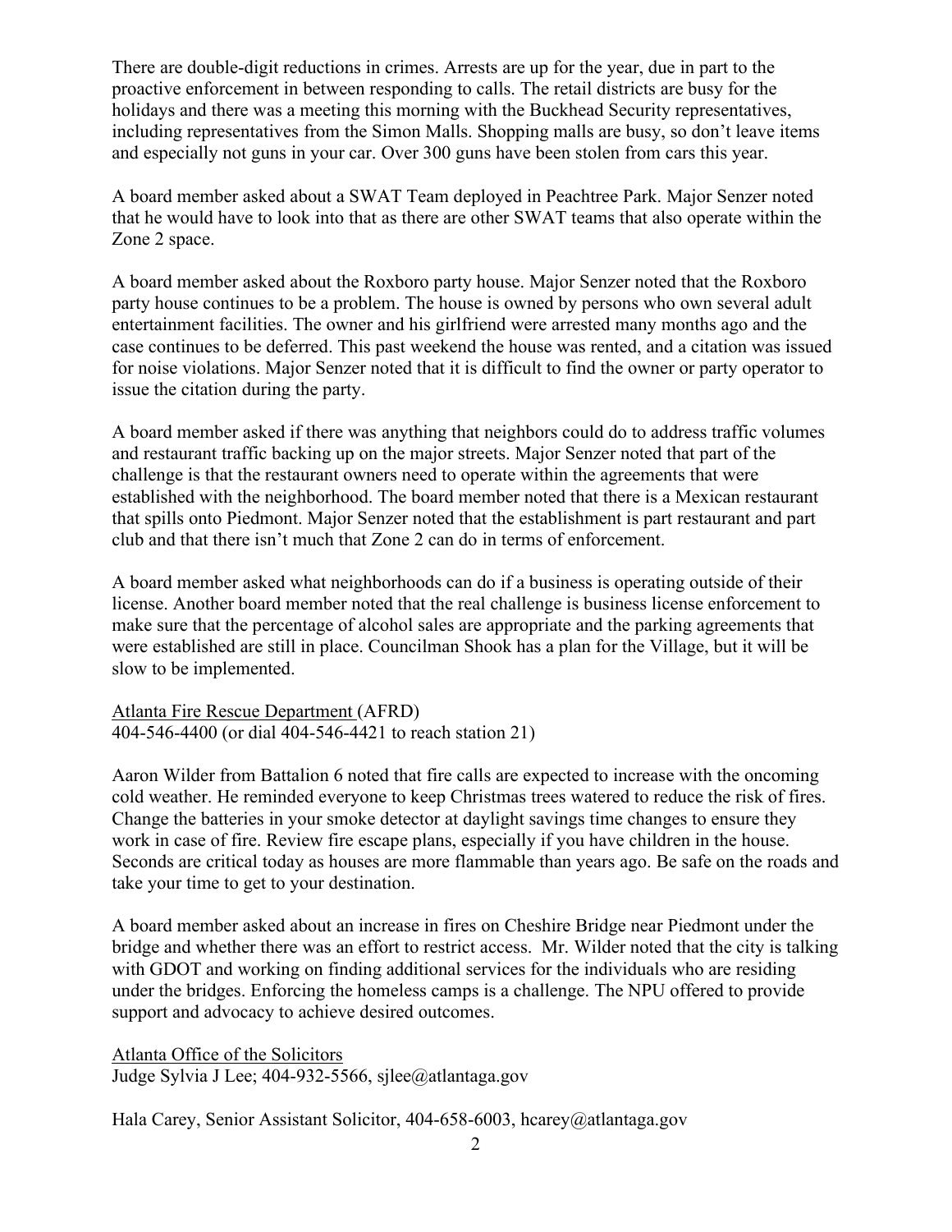There are double-digit reductions in crimes. Arrests are up for the year, due in part to the proactive enforcement in between responding to calls. The retail districts are busy for the holidays and there was a meeting this morning with the Buckhead Security representatives, including representatives from the Simon Malls. Shopping malls are busy, so don't leave items and especially not guns in your car. Over 300 guns have been stolen from cars this year.

A board member asked about a SWAT Team deployed in Peachtree Park. Major Senzer noted that he would have to look into that as there are other SWAT teams that also operate within the Zone 2 space.

A board member asked about the Roxboro party house. Major Senzer noted that the Roxboro party house continues to be a problem. The house is owned by persons who own several adult entertainment facilities. The owner and his girlfriend were arrested many months ago and the case continues to be deferred. This past weekend the house was rented, and a citation was issued for noise violations. Major Senzer noted that it is difficult to find the owner or party operator to issue the citation during the party.

A board member asked if there was anything that neighbors could do to address traffic volumes and restaurant traffic backing up on the major streets. Major Senzer noted that part of the challenge is that the restaurant owners need to operate within the agreements that were established with the neighborhood. The board member noted that there is a Mexican restaurant that spills onto Piedmont. Major Senzer noted that the establishment is part restaurant and part club and that there isn't much that Zone 2 can do in terms of enforcement.

A board member asked what neighborhoods can do if a business is operating outside of their license. Another board member noted that the real challenge is business license enforcement to make sure that the percentage of alcohol sales are appropriate and the parking agreements that were established are still in place. Councilman Shook has a plan for the Village, but it will be slow to be implemented.

<u>Atlanta Fire Rescue Department</u> (AFRD)
404-546-4400 (or dial 404-546-4421 to reach station 21)

Aaron Wilder from Battalion 6 noted that fire calls are expected to increase with the oncoming cold weather. He reminded everyone to keep Christmas trees watered to reduce the risk of fires. Change the batteries in your smoke detector at daylight savings time changes to ensure they work in case of fire. Review fire escape plans, especially if you have children in the house. Seconds are critical today as houses are more flammable than years ago. Be safe on the roads and take your time to get to your destination.

A board member asked about an increase in fires on Cheshire Bridge near Piedmont under the bridge and whether there was an effort to restrict access. Mr. Wilder noted that the city is talking with GDOT and working on finding additional services for the individuals who are residing under the bridges. Enforcing the homeless camps is a challenge. The NPU offered to provide support and advocacy to achieve desired outcomes.

<u>Atlanta Office of the Solicitors</u>
Judge Sylvia J Lee; 404-932-5566, sjlee@atlantaga.gov

Hala Carey, Senior Assistant Solicitor, 404-658-6003, hcarey@atlantaga.gov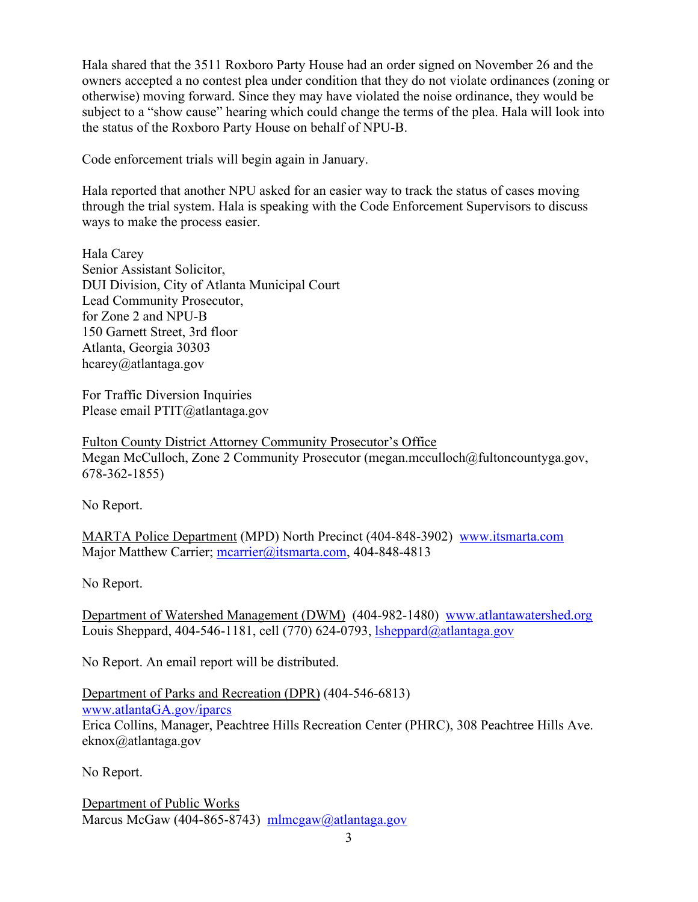Hala shared that the 3511 Roxboro Party House had an order signed on November 26 and the owners accepted a no contest plea under condition that they do not violate ordinances (zoning or otherwise) moving forward. Since they may have violated the noise ordinance, they would be subject to a "show cause" hearing which could change the terms of the plea. Hala will look into the status of the Roxboro Party House on behalf of NPU-B.

Code enforcement trials will begin again in January.

Hala reported that another NPU asked for an easier way to track the status of cases moving through the trial system. Hala is speaking with the Code Enforcement Supervisors to discuss ways to make the process easier.

Hala Carey  
Senior Assistant Solicitor,  
DUI Division, City of Atlanta Municipal Court  
Lead Community Prosecutor,  
for Zone 2 and NPU-B  
150 Garnett Street, 3rd floor  
Atlanta, Georgia 30303  
hcarey@atlantaga.gov

For Traffic Diversion Inquiries  
Please email PTIT@atlantaga.gov

Fulton County District Attorney Community Prosecutor's Office  
Megan McCulloch, Zone 2 Community Prosecutor (megan.mcculloch@fultoncountyga.gov, 678-362-1855)

No Report.

MARTA Police Department (MPD) North Precinct (404-848-3902) www.itsmarta.com  
Major Matthew Carrier; mcarrier@itsmarta.com, 404-848-4813

No Report.

Department of Watershed Management (DWM) (404-982-1480) www.atlantawatershed.org  
Louis Sheppard, 404-546-1181, cell (770) 624-0793, lsheppard@atlantaga.gov

No Report. An email report will be distributed.

Department of Parks and Recreation (DPR) (404-546-6813)  
www.atlantaGA.gov/iparcs  
Erica Collins, Manager, Peachtree Hills Recreation Center (PHRC), 308 Peachtree Hills Ave.  
eknox@atlantaga.gov

No Report.

Department of Public Works  
Marcus McGaw (404-865-8743) mlmcgaw@atlantaga.gov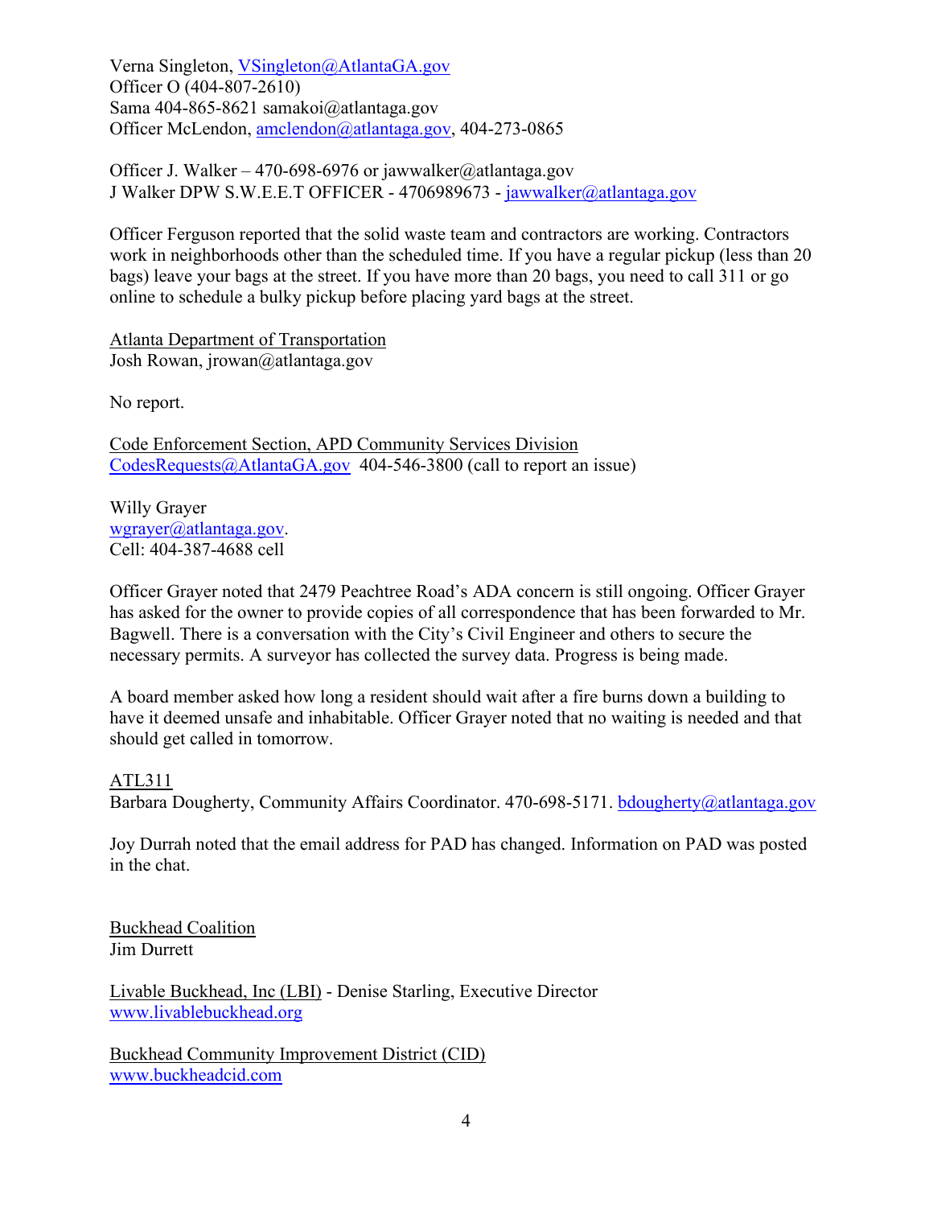Verna Singleton, VSingleton@AtlantaGA.gov
Officer O (404-807-2610)
Sama 404-865-8621 samakoi@atlantaga.gov
Officer McLendon, amclendon@atlantaga.gov, 404-273-0865

Officer J. Walker – 470-698-6976 or jawwalker@atlantaga.gov
J Walker DPW S.W.E.E.T OFFICER - 4706989673 - jawwalker@atlantaga.gov

Officer Ferguson reported that the solid waste team and contractors are working. Contractors work in neighborhoods other than the scheduled time. If you have a regular pickup (less than 20 bags) leave your bags at the street. If you have more than 20 bags, you need to call 311 or go online to schedule a bulky pickup before placing yard bags at the street.

Atlanta Department of Transportation
Josh Rowan, jrowan@atlantaga.gov

No report.

Code Enforcement Section, APD Community Services Division
CodesRequests@AtlantaGA.gov 404-546-3800 (call to report an issue)

Willy Grayer
wgrayer@atlantaga.gov.
Cell: 404-387-4688 cell

Officer Grayer noted that 2479 Peachtree Road's ADA concern is still ongoing. Officer Grayer has asked for the owner to provide copies of all correspondence that has been forwarded to Mr. Bagwell. There is a conversation with the City's Civil Engineer and others to secure the necessary permits. A surveyor has collected the survey data. Progress is being made.

A board member asked how long a resident should wait after a fire burns down a building to have it deemed unsafe and inhabitable. Officer Grayer noted that no waiting is needed and that should get called in tomorrow.

ATL311
Barbara Dougherty, Community Affairs Coordinator. 470-698-5171. bdougherty@atlantaga.gov

Joy Durrah noted that the email address for PAD has changed. Information on PAD was posted in the chat.

Buckhead Coalition
Jim Durrett

Livable Buckhead, Inc (LBI) - Denise Starling, Executive Director
www.livablebuckhead.org

Buckhead Community Improvement District (CID)
www.buckheadcid.com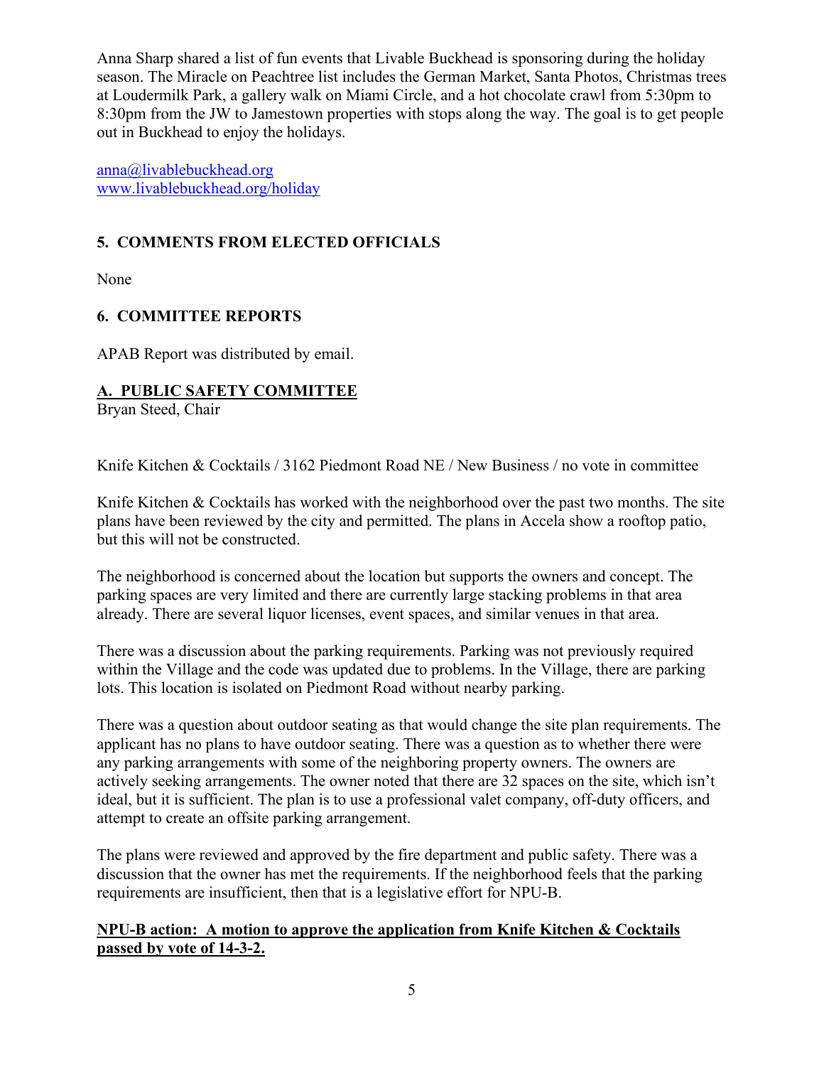Anna Sharp shared a list of fun events that Livable Buckhead is sponsoring during the holiday season. The Miracle on Peachtree list includes the German Market, Santa Photos, Christmas trees at Loudermilk Park, a gallery walk on Miami Circle, and a hot chocolate crawl from 5:30pm to 8:30pm from the JW to Jamestown properties with stops along the way. The goal is to get people out in Buckhead to enjoy the holidays.

anna@livablebuckhead.org
www.livablebuckhead.org/holiday

## 5. COMMENTS FROM ELECTED OFFICIALS

None

## 6. COMMITTEE REPORTS

APAB Report was distributed by email.

### A. PUBLIC SAFETY COMMITTEE

Bryan Steed, Chair

Knife Kitchen & Cocktails / 3162 Piedmont Road NE / New Business / no vote in committee

Knife Kitchen & Cocktails has worked with the neighborhood over the past two months. The site plans have been reviewed by the city and permitted. The plans in Accela show a rooftop patio, but this will not be constructed.

The neighborhood is concerned about the location but supports the owners and concept. The parking spaces are very limited and there are currently large stacking problems in that area already. There are several liquor licenses, event spaces, and similar venues in that area.

There was a discussion about the parking requirements. Parking was not previously required within the Village and the code was updated due to problems. In the Village, there are parking lots. This location is isolated on Piedmont Road without nearby parking.

There was a question about outdoor seating as that would change the site plan requirements. The applicant has no plans to have outdoor seating. There was a question as to whether there were any parking arrangements with some of the neighboring property owners. The owners are actively seeking arrangements. The owner noted that there are 32 spaces on the site, which isn't ideal, but it is sufficient. The plan is to use a professional valet company, off-duty officers, and attempt to create an offsite parking arrangement.

The plans were reviewed and approved by the fire department and public safety. There was a discussion that the owner has met the requirements. If the neighborhood feels that the parking requirements are insufficient, then that is a legislative effort for NPU-B.

**NPU-B action: A motion to approve the application from Knife Kitchen & Cocktails passed by vote of 14-3-2.**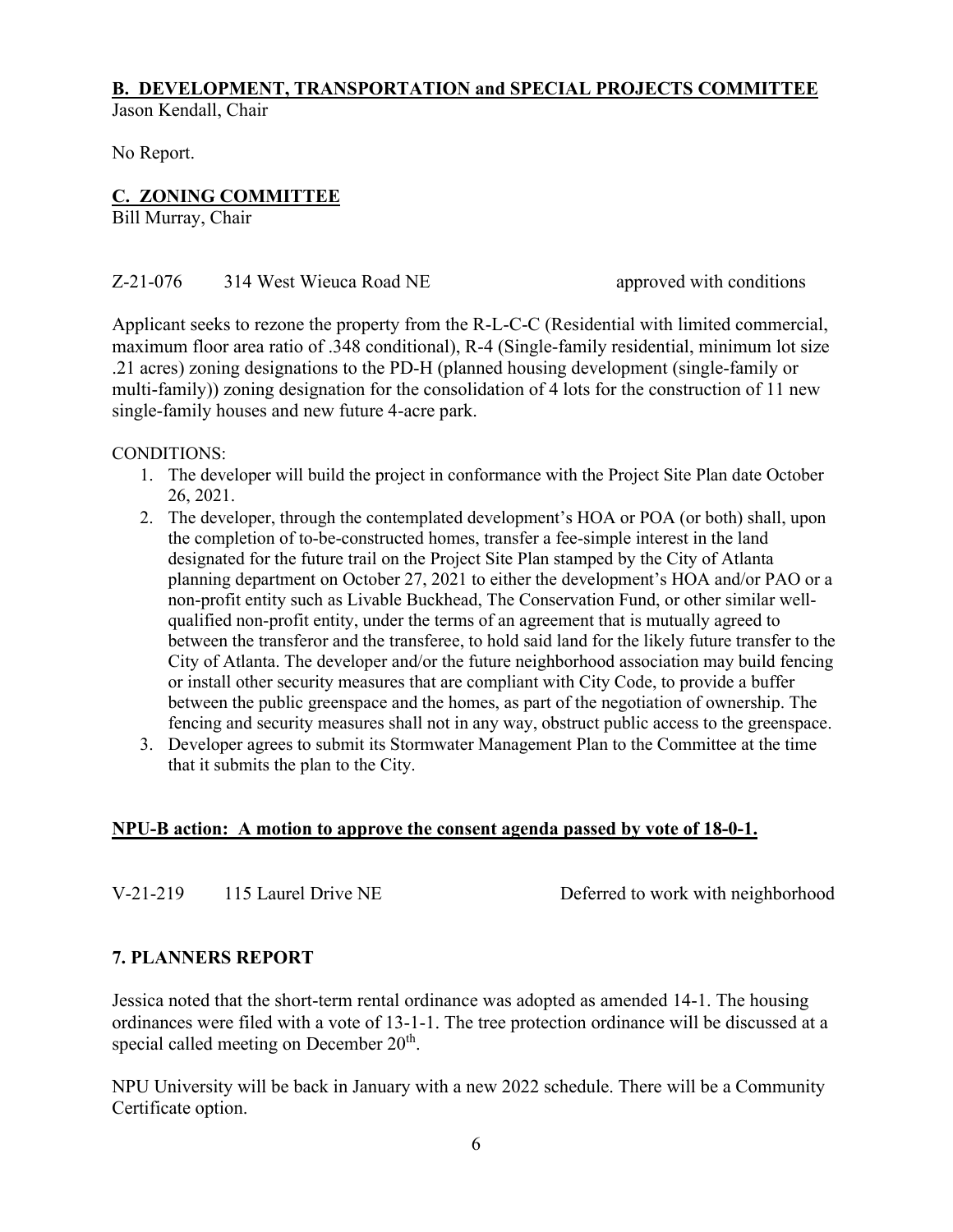## B. DEVELOPMENT, TRANSPORTATION and SPECIAL PROJECTS COMMITTEE

Jason Kendall, Chair

No Report.

## C. ZONING COMMITTEE

Bill Murray, Chair

Z-21-076 314 West Wieuca Road NE approved with conditions

Applicant seeks to rezone the property from the R-L-C-C (Residential with limited commercial, maximum floor area ratio of .348 conditional), R-4 (Single-family residential, minimum lot size .21 acres) zoning designations to the PD-H (planned housing development (single-family or multi-family)) zoning designation for the consolidation of 4 lots for the construction of 11 new single-family houses and new future 4-acre park.

CONDITIONS:

1. The developer will build the project in conformance with the Project Site Plan date October 26, 2021.
2. The developer, through the contemplated development's HOA or POA (or both) shall, upon the completion of to-be-constructed homes, transfer a fee-simple interest in the land designated for the future trail on the Project Site Plan stamped by the City of Atlanta planning department on October 27, 2021 to either the development's HOA and/or PAO or a non-profit entity such as Livable Buckhead, The Conservation Fund, or other similar well-qualified non-profit entity, under the terms of an agreement that is mutually agreed to between the transferor and the transferee, to hold said land for the likely future transfer to the City of Atlanta. The developer and/or the future neighborhood association may build fencing or install other security measures that are compliant with City Code, to provide a buffer between the public greenspace and the homes, as part of the negotiation of ownership. The fencing and security measures shall not in any way, obstruct public access to the greenspace.
3. Developer agrees to submit its Stormwater Management Plan to the Committee at the time that it submits the plan to the City.

**NPU-B action: A motion to approve the consent agenda passed by vote of 18-0-1.**

V-21-219 115 Laurel Drive NE Deferred to work with neighborhood

## 7. PLANNERS REPORT

Jessica noted that the short-term rental ordinance was adopted as amended 14-1. The housing ordinances were filed with a vote of 13-1-1. The tree protection ordinance will be discussed at a special called meeting on December 20th.

NPU University will be back in January with a new 2022 schedule. There will be a Community Certificate option.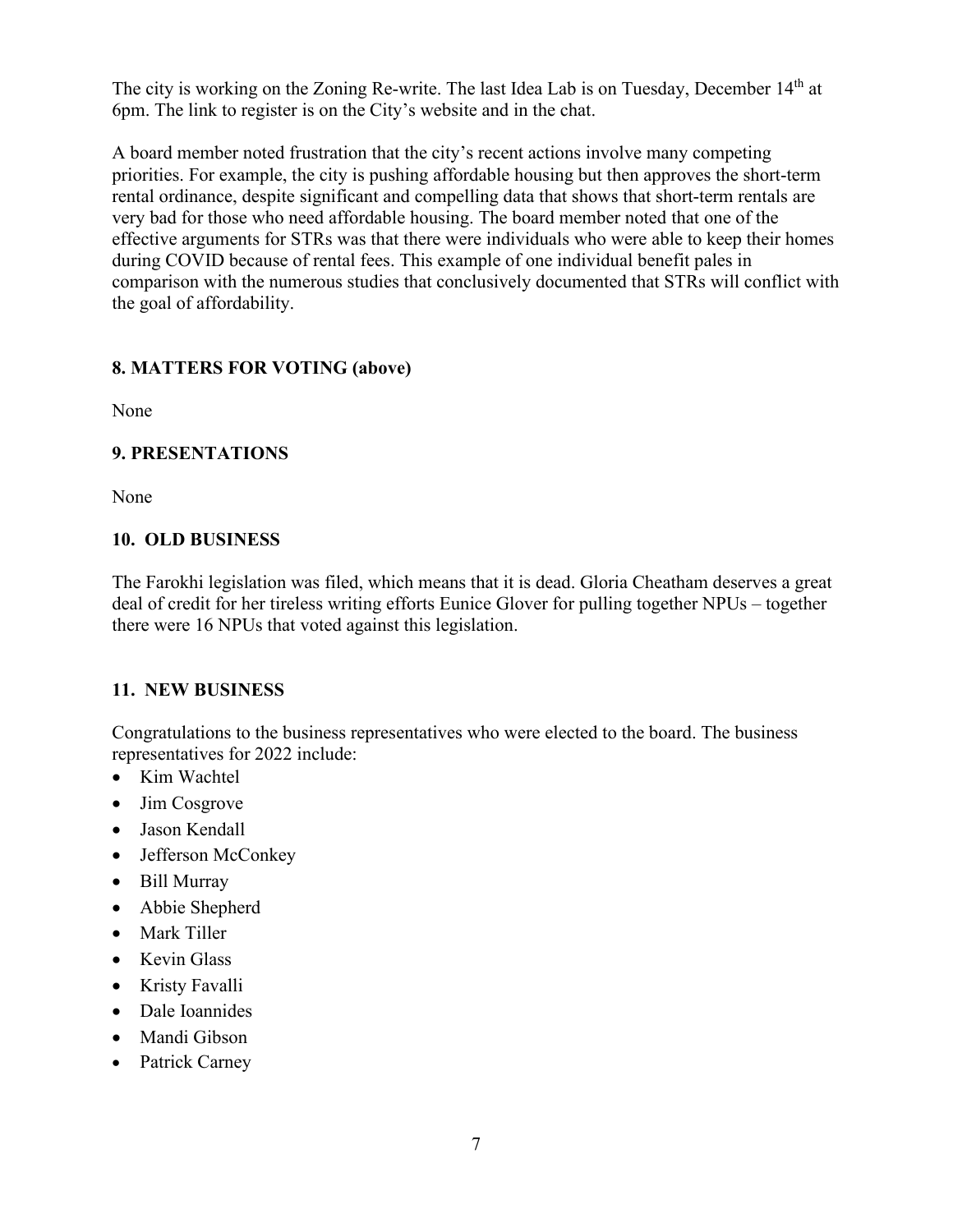The city is working on the Zoning Re-write. The last Idea Lab is on Tuesday, December 14th at 6pm. The link to register is on the City's website and in the chat.

A board member noted frustration that the city's recent actions involve many competing priorities. For example, the city is pushing affordable housing but then approves the short-term rental ordinance, despite significant and compelling data that shows that short-term rentals are very bad for those who need affordable housing. The board member noted that one of the effective arguments for STRs was that there were individuals who were able to keep their homes during COVID because of rental fees. This example of one individual benefit pales in comparison with the numerous studies that conclusively documented that STRs will conflict with the goal of affordability.

### 8. MATTERS FOR VOTING (above)

None

### 9. PRESENTATIONS

None

### 10. OLD BUSINESS

The Farokhi legislation was filed, which means that it is dead. Gloria Cheatham deserves a great deal of credit for her tireless writing efforts Eunice Glover for pulling together NPUs – together there were 16 NPUs that voted against this legislation.

### 11. NEW BUSINESS

Congratulations to the business representatives who were elected to the board. The business representatives for 2022 include:

- Kim Wachtel
- Jim Cosgrove
- Jason Kendall
- Jefferson McConkey
- Bill Murray
- Abbie Shepherd
- Mark Tiller
- Kevin Glass
- Kristy Favalli
- Dale Ioannides
- Mandi Gibson
- Patrick Carney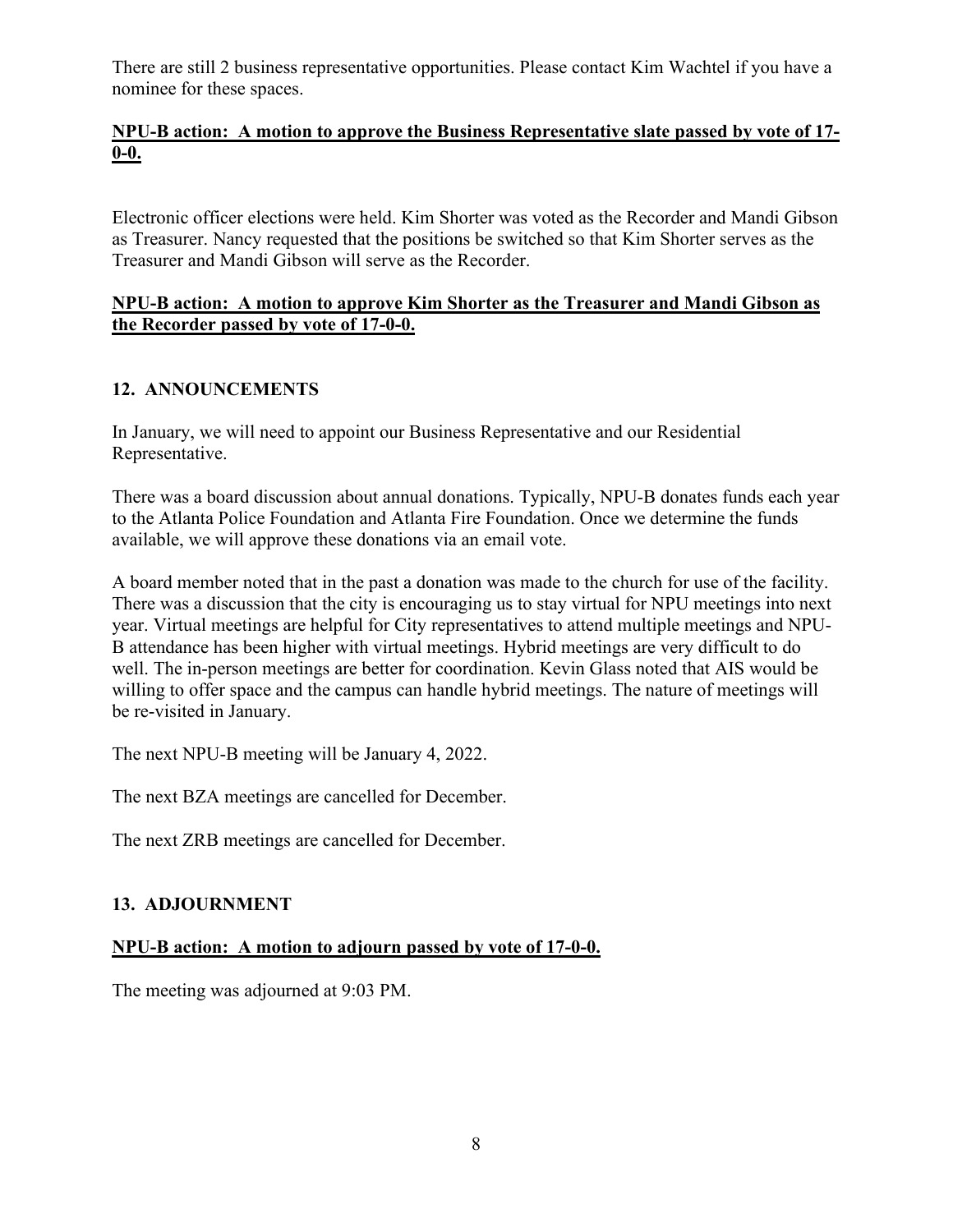There are still 2 business representative opportunities. Please contact Kim Wachtel if you have a nominee for these spaces.

**NPU-B action: A motion to approve the Business Representative slate passed by vote of 17-0-0.**

Electronic officer elections were held. Kim Shorter was voted as the Recorder and Mandi Gibson as Treasurer. Nancy requested that the positions be switched so that Kim Shorter serves as the Treasurer and Mandi Gibson will serve as the Recorder.

**NPU-B action: A motion to approve Kim Shorter as the Treasurer and Mandi Gibson as the Recorder passed by vote of 17-0-0.**

## 12. ANNOUNCEMENTS

In January, we will need to appoint our Business Representative and our Residential Representative.

There was a board discussion about annual donations. Typically, NPU-B donates funds each year to the Atlanta Police Foundation and Atlanta Fire Foundation. Once we determine the funds available, we will approve these donations via an email vote.

A board member noted that in the past a donation was made to the church for use of the facility. There was a discussion that the city is encouraging us to stay virtual for NPU meetings into next year. Virtual meetings are helpful for City representatives to attend multiple meetings and NPU-B attendance has been higher with virtual meetings. Hybrid meetings are very difficult to do well. The in-person meetings are better for coordination. Kevin Glass noted that AIS would be willing to offer space and the campus can handle hybrid meetings. The nature of meetings will be re-visited in January.

The next NPU-B meeting will be January 4, 2022.

The next BZA meetings are cancelled for December.

The next ZRB meetings are cancelled for December.

## 13. ADJOURNMENT

**NPU-B action: A motion to adjourn passed by vote of 17-0-0.**

The meeting was adjourned at 9:03 PM.